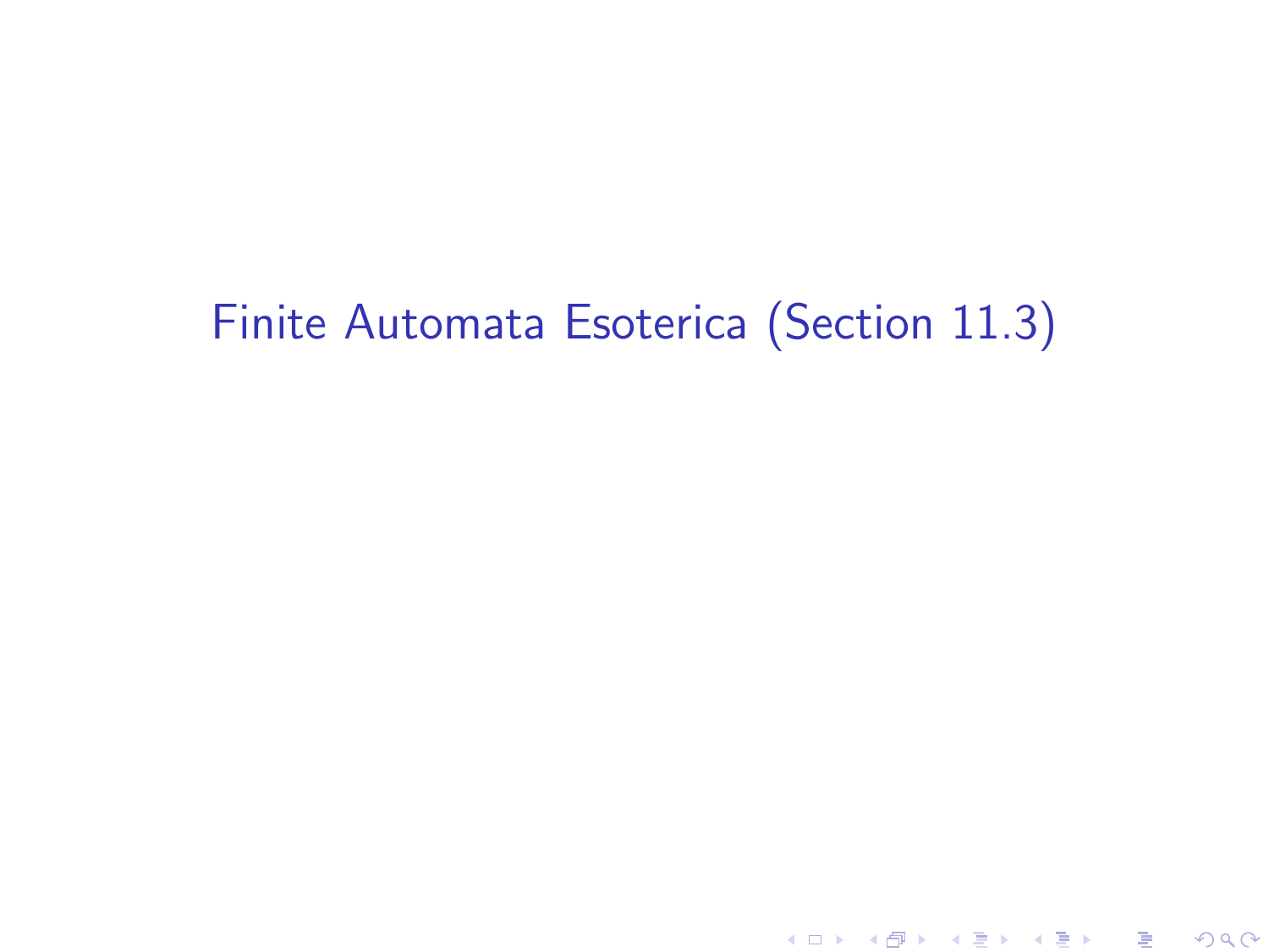# Finite Automata Esoterica (Section 11.3)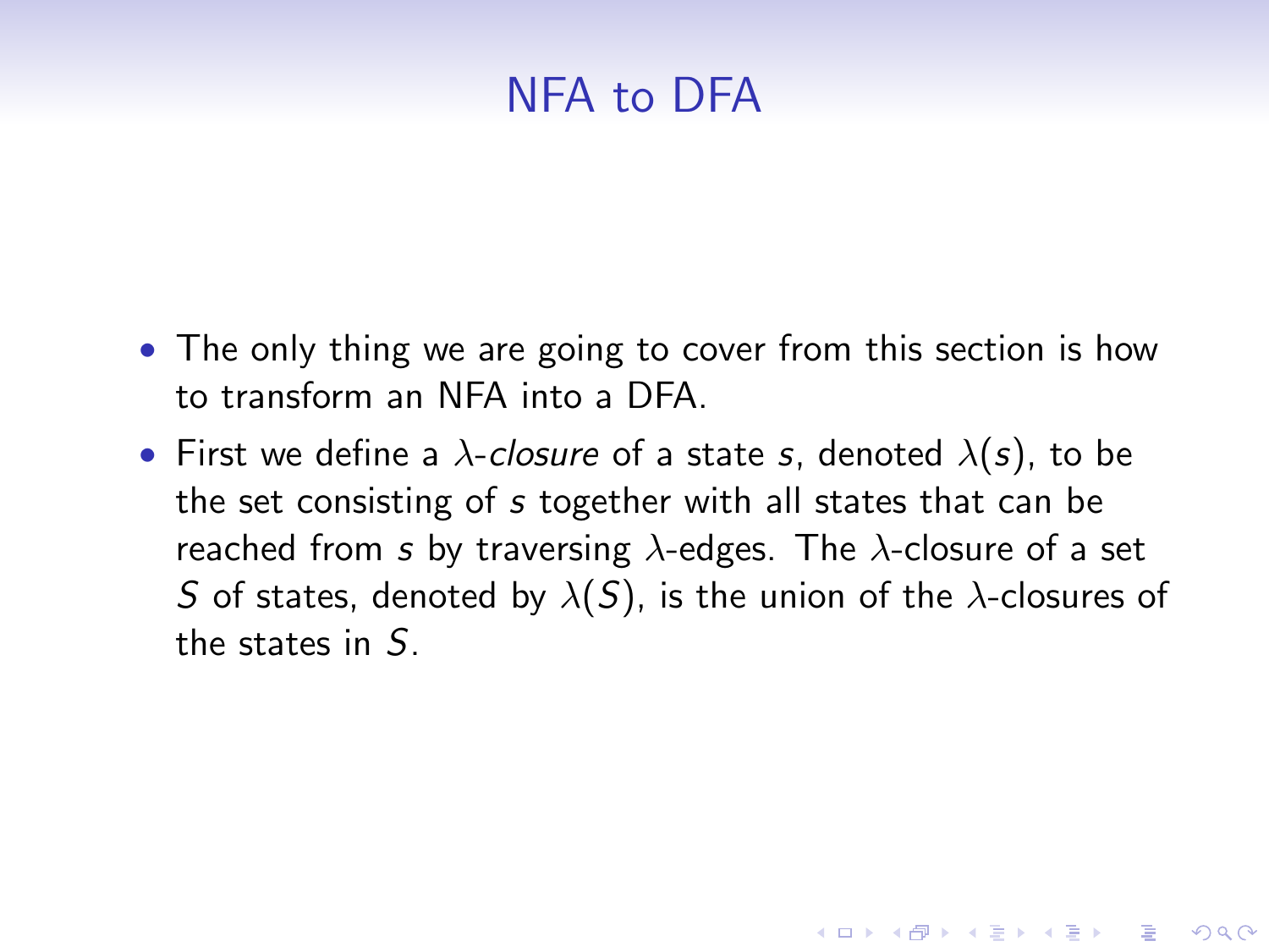# NFA to DFA

- The only thing we are going to cover from this section is how to transform an NFA into a DFA.
- First we define a $\lambda$-*closure* of a state $s$, denoted $\lambda(s)$, to be the set consisting of $s$ together with all states that can be reached from $s$ by traversing $\lambda$-edges. The $\lambda$-closure of a set $S$ of states, denoted by $\lambda(S)$, is the union of the $\lambda$-closures of the states in $S$.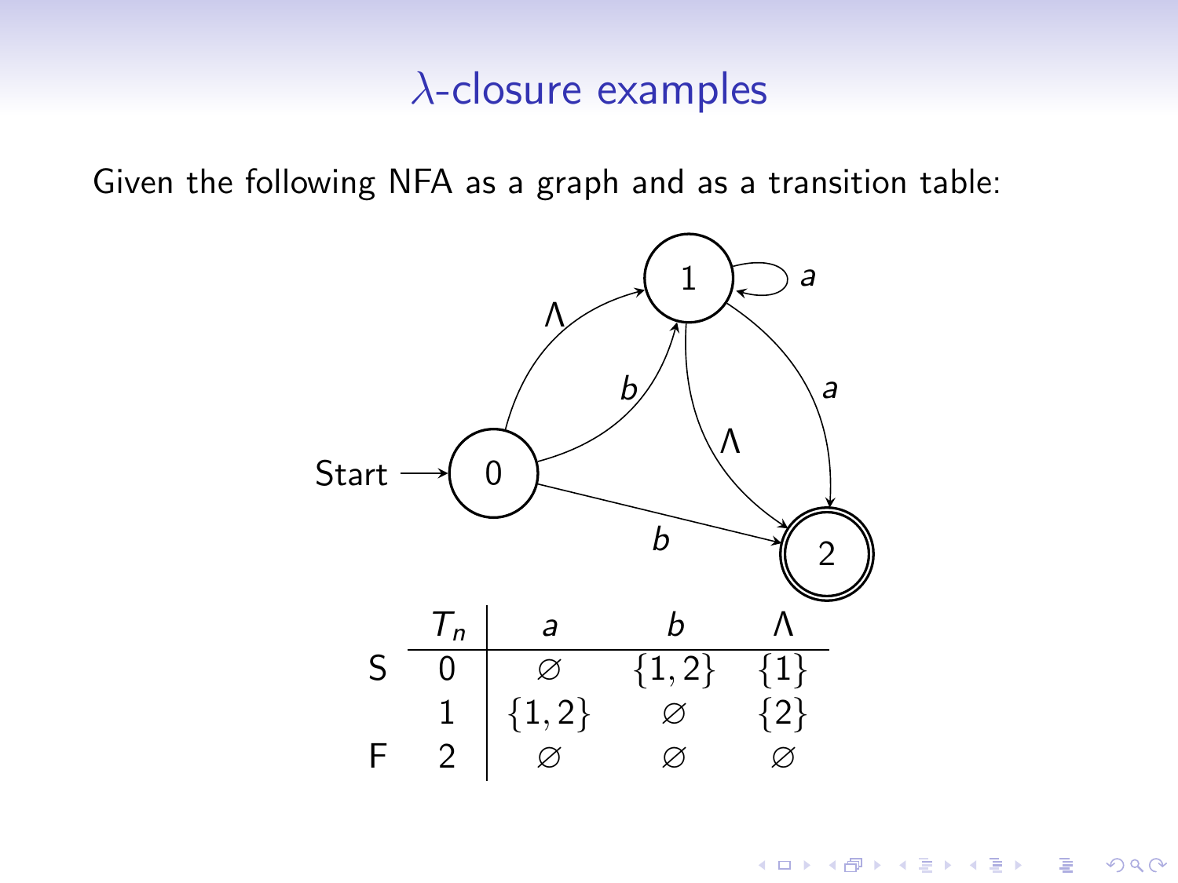# $\lambda$-closure examples

Given the following NFA as a graph and as a transition table:

| | $T_n$ | $a$ | $b$ | $\Lambda$ |
|---|---|---|---|---|
| S | 0 | $\varnothing$ | $\{1,2\}$ | $\{1\}$ |
| | 1 | $\{1,2\}$ | $\varnothing$ | $\{2\}$ |
| F | 2 | $\varnothing$ | $\varnothing$ | $\varnothing$ |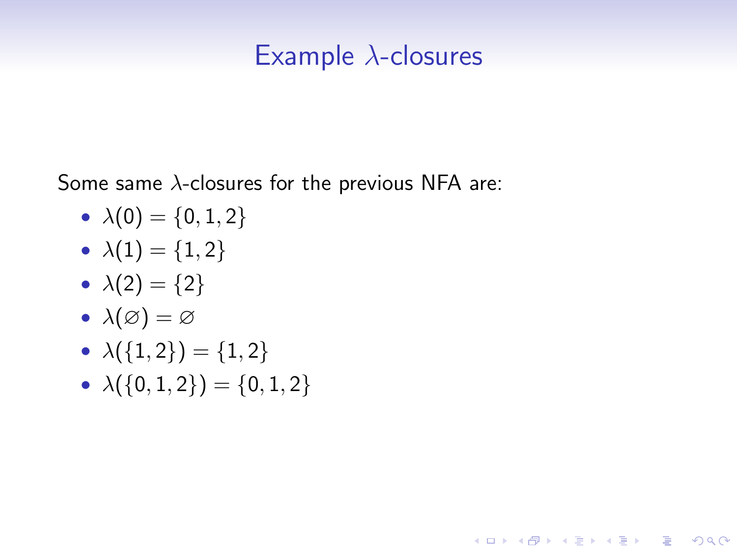# Example $\lambda$-closures

Some same $\lambda$-closures for the previous NFA are:

- $\lambda(0) = \{0, 1, 2\}$
- $\lambda(1) = \{1, 2\}$
- $\lambda(2) = \{2\}$
- $\lambda(\varnothing) = \varnothing$
- $\lambda(\{1, 2\}) = \{1, 2\}$
- $\lambda(\{0, 1, 2\}) = \{0, 1, 2\}$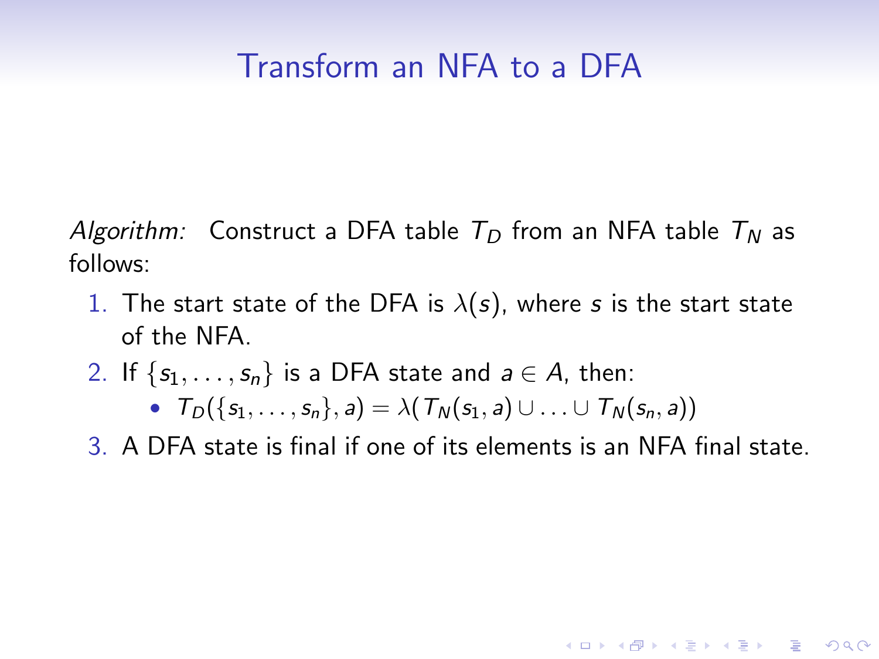# Transform an NFA to a DFA

*Algorithm:* Construct a DFA table $T_D$ from an NFA table $T_N$ as follows:

1. The start state of the DFA is $\lambda(s)$, where $s$ is the start state of the NFA.
2. If $\{s_1, \ldots, s_n\}$ is a DFA state and $a \in A$, then:
   - $T_D(\{s_1, \ldots, s_n\}, a) = \lambda(T_N(s_1, a) \cup \ldots \cup T_N(s_n, a))$
3. A DFA state is final if one of its elements is an NFA final state.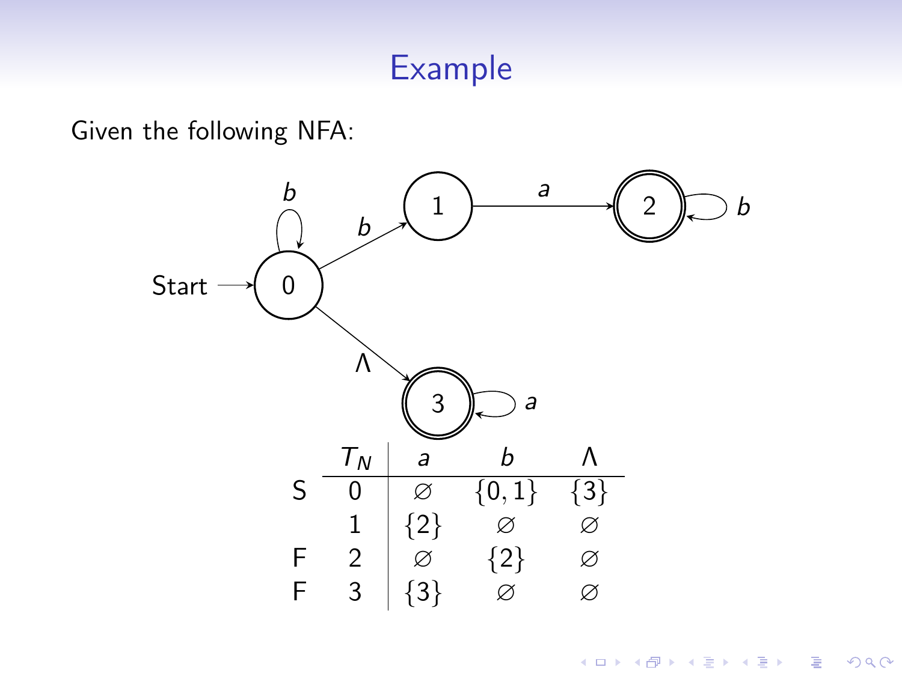# Example

Given the following NFA:

|   | $T_N$ | $a$ | $b$ | $\Lambda$ |
|---|---|---|---|---|
| S | 0 | $\varnothing$ | $\{0, 1\}$ | $\{3\}$ |
|   | 1 | $\{2\}$ | $\varnothing$ | $\varnothing$ |
| F | 2 | $\varnothing$ | $\{2\}$ | $\varnothing$ |
| F | 3 | $\{3\}$ | $\varnothing$ | $\varnothing$ |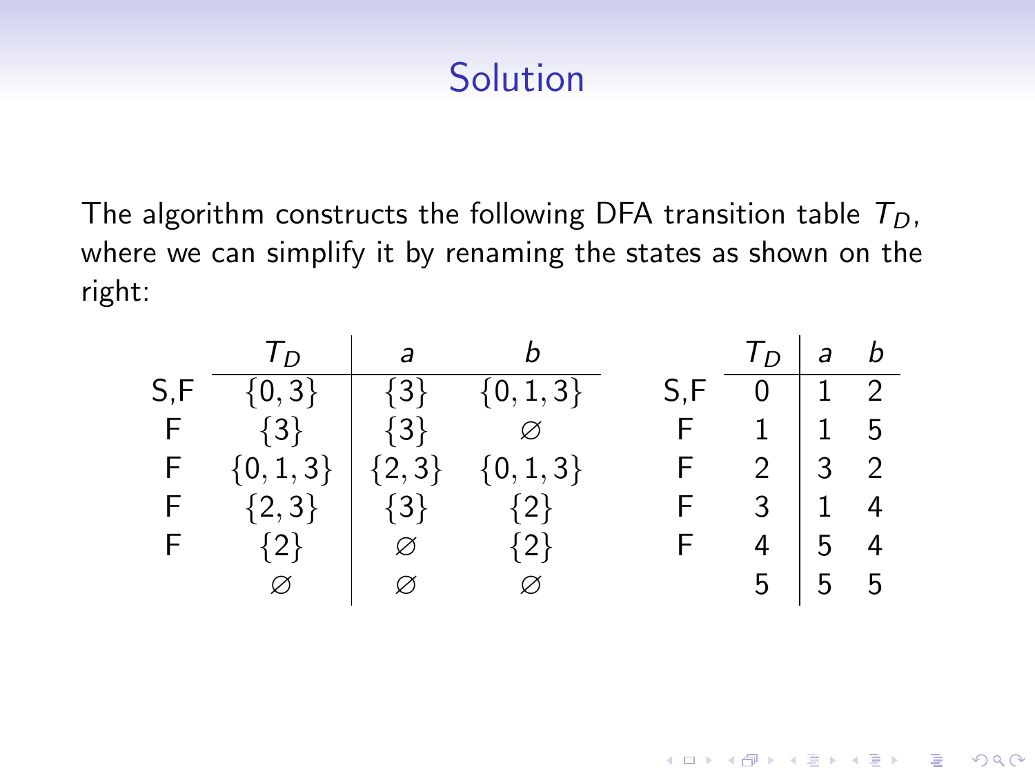# Solution

The algorithm constructs the following DFA transition table $T_D$, where we can simplify it by renaming the states as shown on the right:

| | $T_D$ | $a$ | $b$ |
|---|---|---|---|
| S,F | $\{0,3\}$ | $\{3\}$ | $\{0,1,3\}$ |
| F | $\{3\}$ | $\{3\}$ | $\varnothing$ |
| F | $\{0,1,3\}$ | $\{2,3\}$ | $\{0,1,3\}$ |
| F | $\{2,3\}$ | $\{3\}$ | $\{2\}$ |
| F | $\{2\}$ | $\varnothing$ | $\{2\}$ |
| | $\varnothing$ | $\varnothing$ | $\varnothing$ |

| | $T_D$ | $a$ | $b$ |
|---|---|---|---|
| S,F | 0 | 1 | 2 |
| F | 1 | 1 | 5 |
| F | 2 | 3 | 2 |
| F | 3 | 1 | 4 |
| F | 4 | 5 | 4 |
| | 5 | 5 | 5 |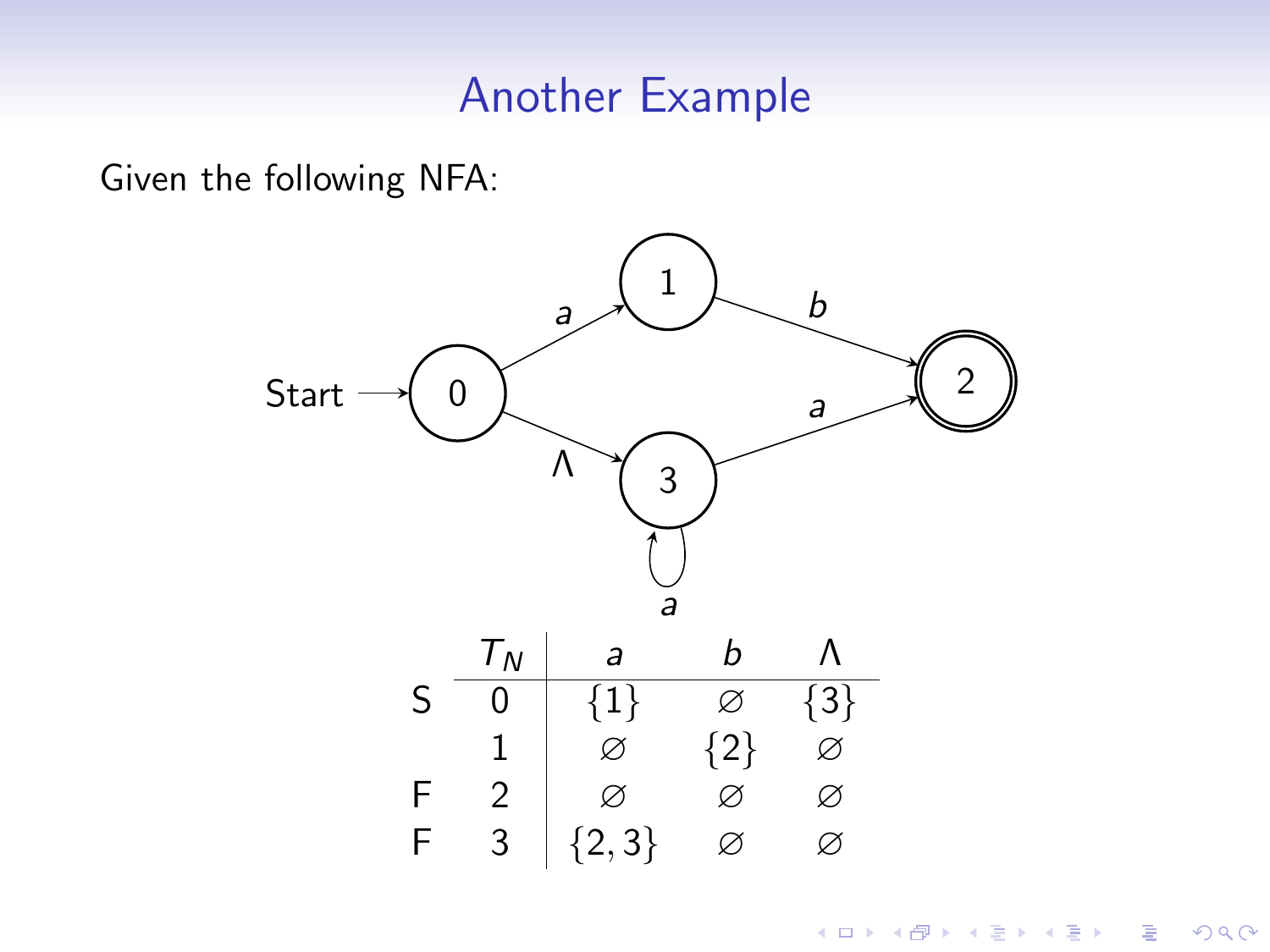# Another Example

Given the following NFA:

|   | $T_N$ | $a$ | $b$ | $\Lambda$ |
|---|---|---|---|---|
| S | 0 | $\{1\}$ | $\varnothing$ | $\{3\}$ |
|   | 1 | $\varnothing$ | $\{2\}$ | $\varnothing$ |
| F | 2 | $\varnothing$ | $\varnothing$ | $\varnothing$ |
| F | 3 | $\{2, 3\}$ | $\varnothing$ | $\varnothing$ |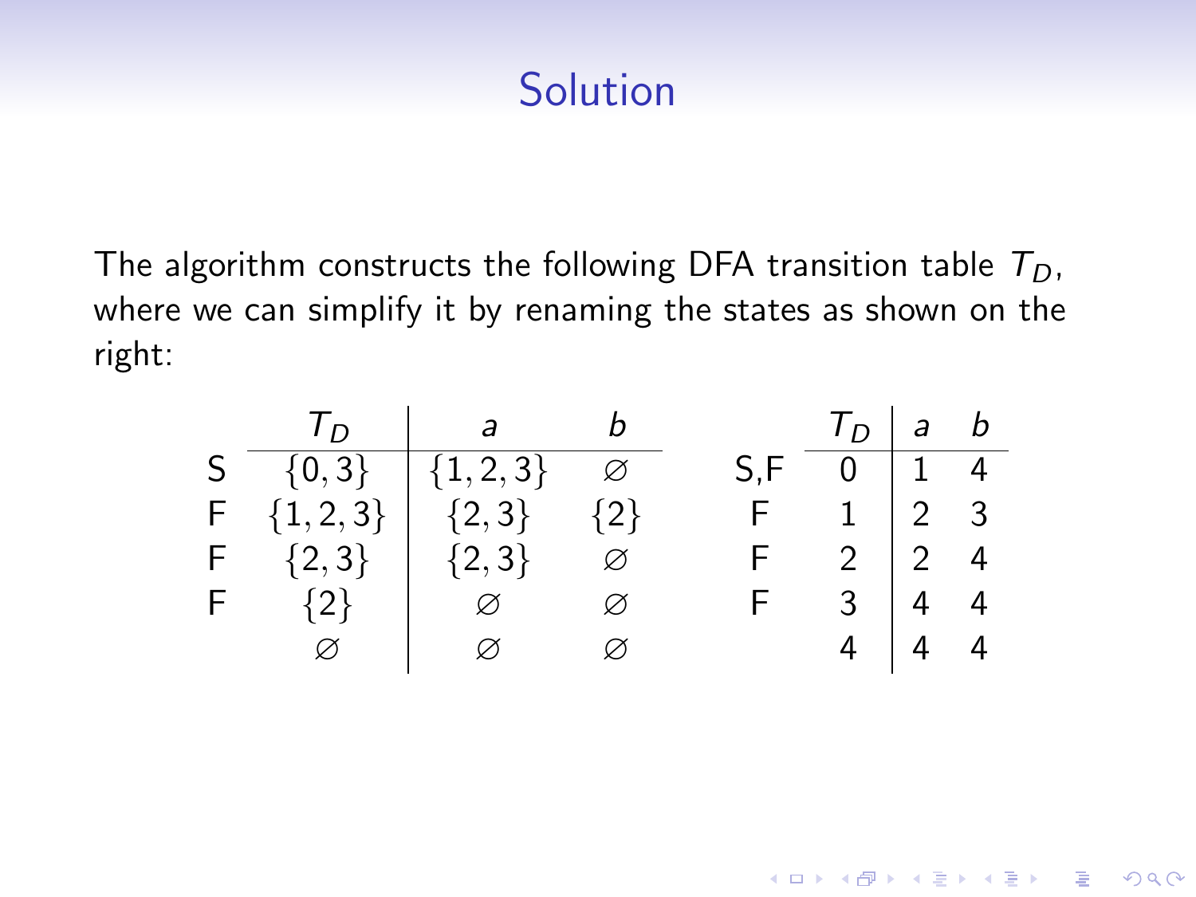## Solution

The algorithm constructs the following DFA transition table $T_D$, where we can simplify it by renaming the states as shown on the right:

| | $T_D$ | $a$ | $b$ |
|---|---|---|---|
| S | $\{0,3\}$ | $\{1,2,3\}$ | $\varnothing$ |
| F | $\{1,2,3\}$ | $\{2,3\}$ | $\{2\}$ |
| F | $\{2,3\}$ | $\{2,3\}$ | $\varnothing$ |
| F | $\{2\}$ | $\varnothing$ | $\varnothing$ |
| | $\varnothing$ | $\varnothing$ | $\varnothing$ |

| | $T_D$ | $a$ | $b$ |
|---|---|---|---|
| S,F | 0 | 1 | 4 |
| F | 1 | 2 | 3 |
| F | 2 | 2 | 4 |
| F | 3 | 4 | 4 |
| | 4 | 4 | 4 |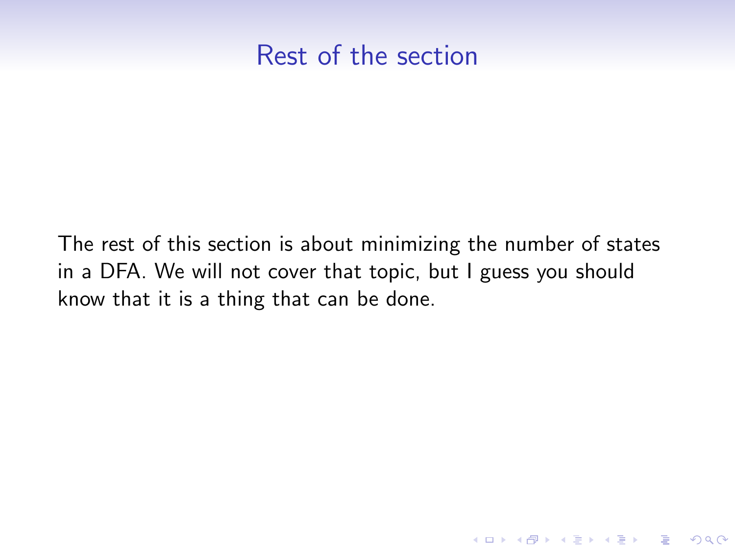# Rest of the section

The rest of this section is about minimizing the number of states in a DFA. We will not cover that topic, but I guess you should know that it is a thing that can be done.